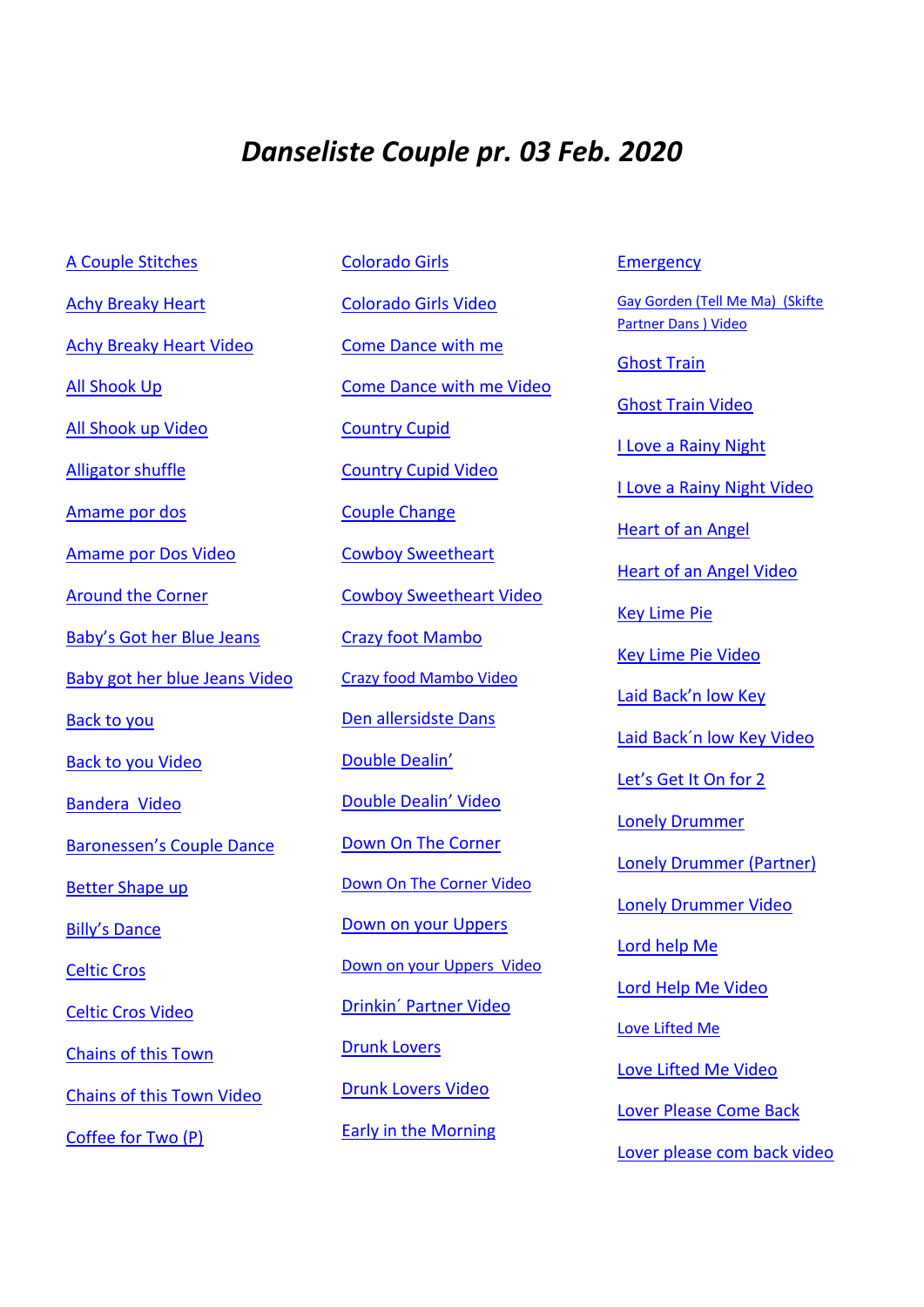# *Danseliste Couple pr. 03 Feb. 2020*

A Couple Stitches

Achy Breaky Heart

Achy Breaky Heart Video

All Shook Up

All Shook up Video

Alligator shuffle

Amame por dos

Amame por Dos Video

Around the Corner

Baby's Got her Blue Jeans

Baby got her blue Jeans Video

Back to you

Back to you Video

Bandera Video

Baronessen's Couple Dance

Better Shape up

Billy's Dance

Celtic Cros

Celtic Cros Video

Chains of this Town

Chains of this Town Video

Coffee for Two (P)

Colorado Girls

Colorado Girls Video

Come Dance with me

Come Dance with me Video

Country Cupid

Country Cupid Video

Couple Change

Cowboy Sweetheart

Cowboy Sweetheart Video

Crazy foot Mambo

Crazy food Mambo Video

Den allersidste Dans

Double Dealin'

Double Dealin' Video

Down On The Corner

Down On The Corner Video

Down on your Uppers

Down on your Uppers Video

Drinkin´ Partner Video

Drunk Lovers

Drunk Lovers Video

Early in the Morning

Emergency

Gay Gorden (Tell Me Ma) (Skifte Partner Dans ) Video

Ghost Train

Ghost Train Video

I Love a Rainy Night

I Love a Rainy Night Video

Heart of an Angel

Heart of an Angel Video

Key Lime Pie

Key Lime Pie Video

Laid Back'n low Key

Laid Back´n low Key Video

Let's Get It On for 2

Lonely Drummer

Lonely Drummer (Partner)

Lonely Drummer Video

Lord help Me

Lord Help Me Video

Love Lifted Me

Love Lifted Me Video

Lover Please Come Back

Lover please com back video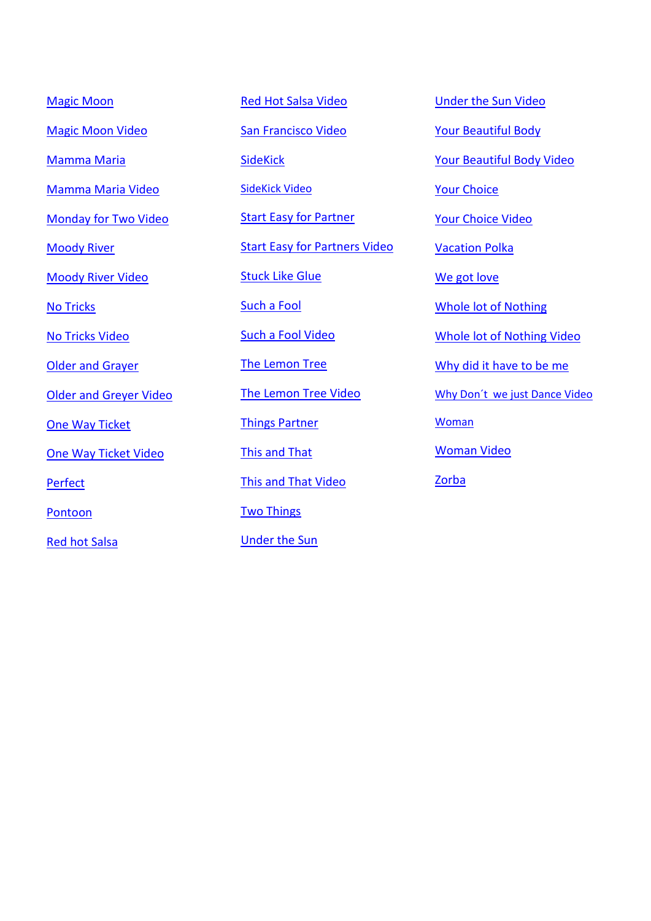Magic Moon

Magic Moon Video

Mamma Maria

Mamma Maria Video

Monday for Two Video

Moody River

Moody River Video

No Tricks

No Tricks Video

Older and Grayer

Older and Greyer Video

One Way Ticket

One Way Ticket Video

Perfect

Pontoon

Red hot Salsa

Red Hot Salsa Video

San Francisco Video

SideKick

SideKick Video

Start Easy for Partner

Start Easy for Partners Video

Stuck Like Glue

Such a Fool

Such a Fool Video

The Lemon Tree

The Lemon Tree Video

Things Partner

This and That

This and That Video

Two Things

Under the Sun

Under the Sun Video

Your Beautiful Body

Your Beautiful Body Video

Your Choice

Your Choice Video

Vacation Polka

We got love

Whole lot of Nothing

Whole lot of Nothing Video

Why did it have to be me

Why Don´t  we just Dance Video

Woman

Woman Video

Zorba